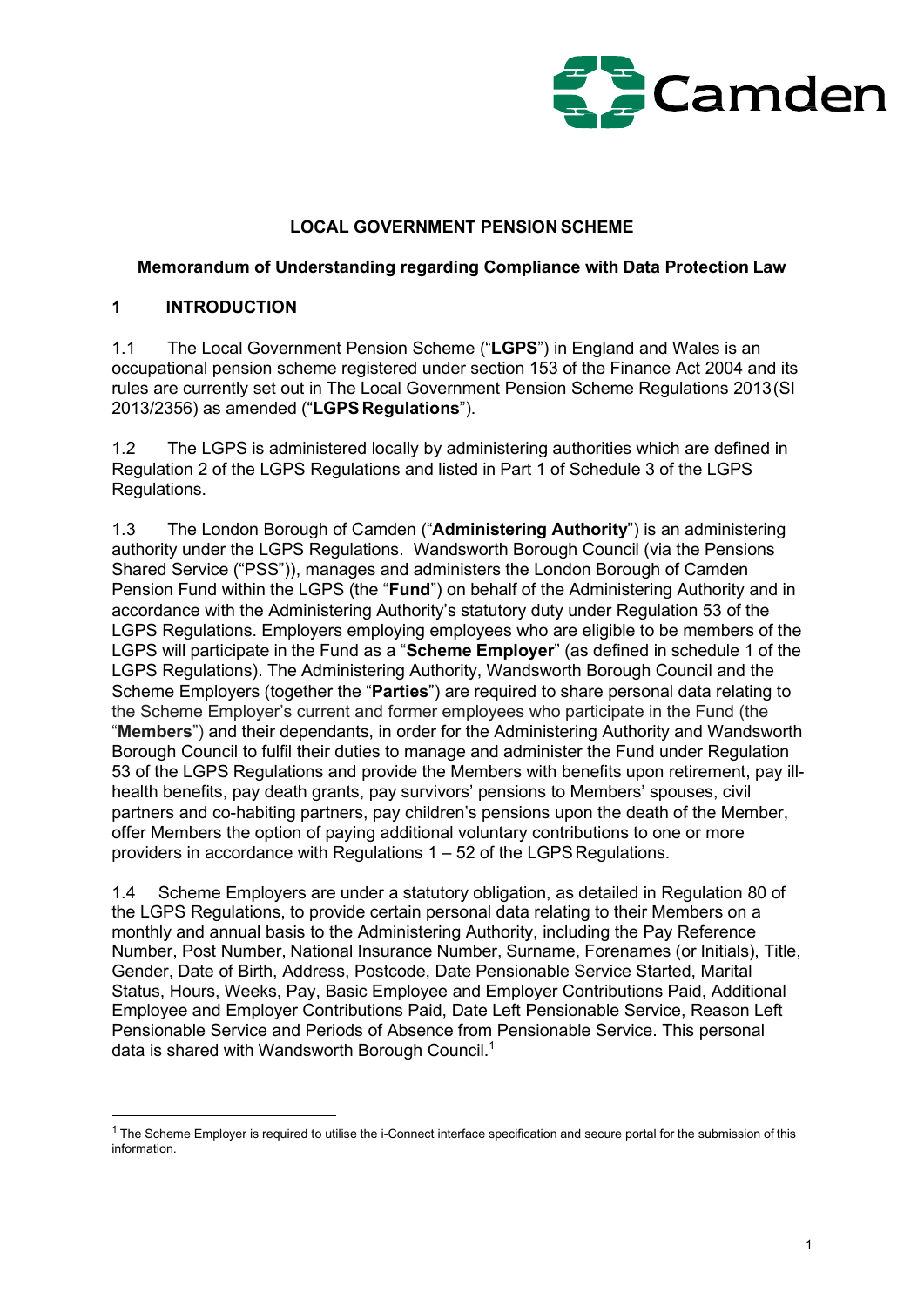Camden

**LOCAL GOVERNMENT PENSION SCHEME**

**Memorandum of Understanding regarding Compliance with Data Protection Law**

## 1 INTRODUCTION

1.1 The Local Government Pension Scheme ("**LGPS**") in England and Wales is an occupational pension scheme registered under section 153 of the Finance Act 2004 and its rules are currently set out in The Local Government Pension Scheme Regulations 2013 (SI 2013/2356) as amended ("**LGPS Regulations**").

1.2 The LGPS is administered locally by administering authorities which are defined in Regulation 2 of the LGPS Regulations and listed in Part 1 of Schedule 3 of the LGPS Regulations.

1.3 The London Borough of Camden ("**Administering Authority**") is an administering authority under the LGPS Regulations. Wandsworth Borough Council (via the Pensions Shared Service ("PSS")), manages and administers the London Borough of Camden Pension Fund within the LGPS (the "**Fund**") on behalf of the Administering Authority and in accordance with the Administering Authority's statutory duty under Regulation 53 of the LGPS Regulations. Employers employing employees who are eligible to be members of the LGPS will participate in the Fund as a "**Scheme Employer**" (as defined in schedule 1 of the LGPS Regulations). The Administering Authority, Wandsworth Borough Council and the Scheme Employers (together the "**Parties**") are required to share personal data relating to the Scheme Employer's current and former employees who participate in the Fund (the "**Members**") and their dependants, in order for the Administering Authority and Wandsworth Borough Council to fulfil their duties to manage and administer the Fund under Regulation 53 of the LGPS Regulations and provide the Members with benefits upon retirement, pay ill-health benefits, pay death grants, pay survivors' pensions to Members' spouses, civil partners and co-habiting partners, pay children's pensions upon the death of the Member, offer Members the option of paying additional voluntary contributions to one or more providers in accordance with Regulations 1 – 52 of the LGPS Regulations.

1.4 Scheme Employers are under a statutory obligation, as detailed in Regulation 80 of the LGPS Regulations, to provide certain personal data relating to their Members on a monthly and annual basis to the Administering Authority, including the Pay Reference Number, Post Number, National Insurance Number, Surname, Forenames (or Initials), Title, Gender, Date of Birth, Address, Postcode, Date Pensionable Service Started, Marital Status, Hours, Weeks, Pay, Basic Employee and Employer Contributions Paid, Additional Employee and Employer Contributions Paid, Date Left Pensionable Service, Reason Left Pensionable Service and Periods of Absence from Pensionable Service. This personal data is shared with Wandsworth Borough Council.[1]

[1] The Scheme Employer is required to utilise the i-Connect interface specification and secure portal for the submission of this information.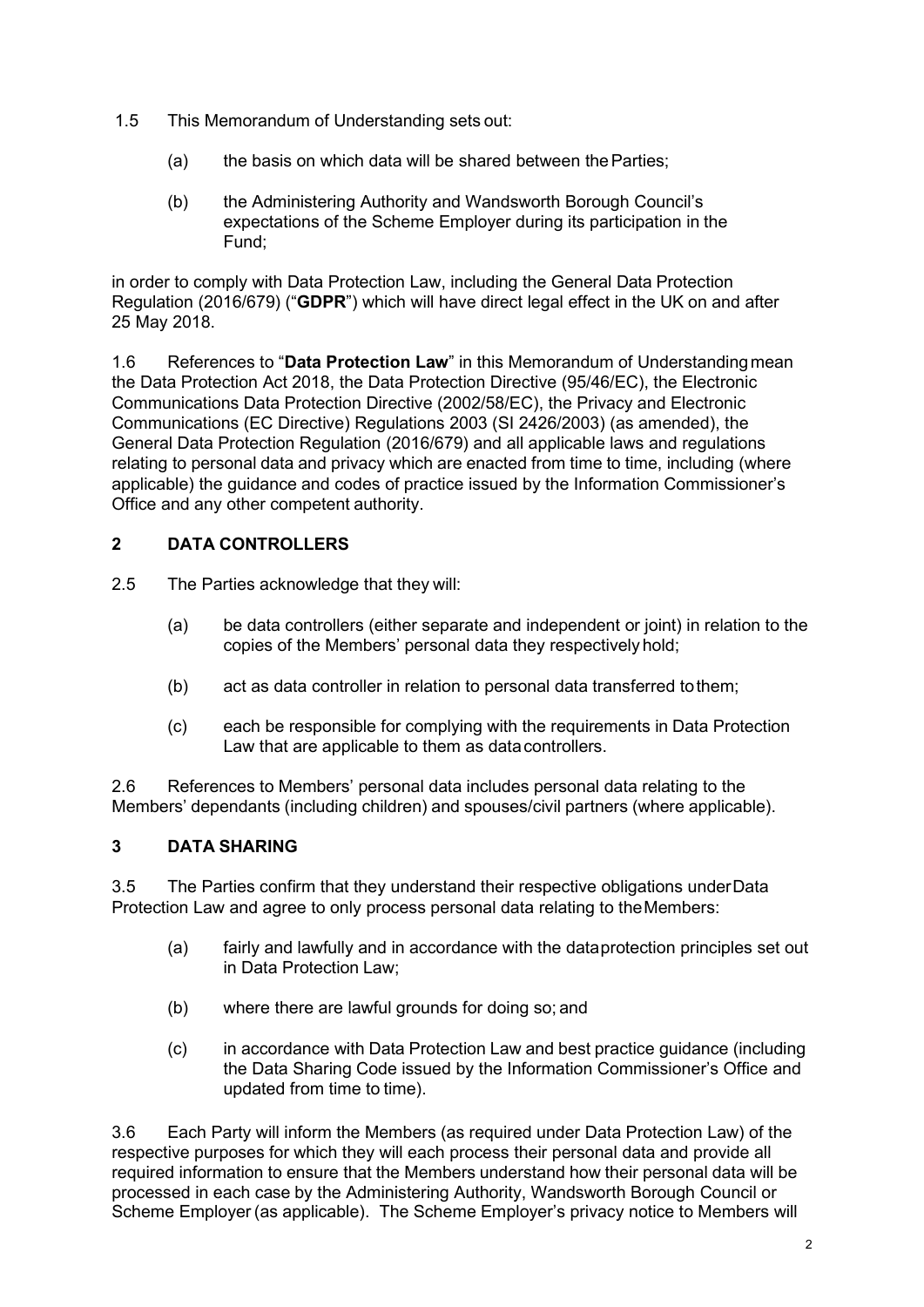1.5 This Memorandum of Understanding sets out:

(a) the basis on which data will be shared between the Parties;

(b) the Administering Authority and Wandsworth Borough Council's expectations of the Scheme Employer during its participation in the Fund;

in order to comply with Data Protection Law, including the General Data Protection Regulation (2016/679) ("**GDPR**") which will have direct legal effect in the UK on and after 25 May 2018.

1.6 References to "**Data Protection Law**" in this Memorandum of Understanding mean the Data Protection Act 2018, the Data Protection Directive (95/46/EC), the Electronic Communications Data Protection Directive (2002/58/EC), the Privacy and Electronic Communications (EC Directive) Regulations 2003 (SI 2426/2003) (as amended), the General Data Protection Regulation (2016/679) and all applicable laws and regulations relating to personal data and privacy which are enacted from time to time, including (where applicable) the guidance and codes of practice issued by the Information Commissioner's Office and any other competent authority.

## 2 DATA CONTROLLERS

2.5 The Parties acknowledge that they will:

(a) be data controllers (either separate and independent or joint) in relation to the copies of the Members' personal data they respectively hold;

(b) act as data controller in relation to personal data transferred to them;

(c) each be responsible for complying with the requirements in Data Protection Law that are applicable to them as data controllers.

2.6 References to Members' personal data includes personal data relating to the Members' dependants (including children) and spouses/civil partners (where applicable).

## 3 DATA SHARING

3.5 The Parties confirm that they understand their respective obligations under Data Protection Law and agree to only process personal data relating to the Members:

(a) fairly and lawfully and in accordance with the data protection principles set out in Data Protection Law;

(b) where there are lawful grounds for doing so; and

(c) in accordance with Data Protection Law and best practice guidance (including the Data Sharing Code issued by the Information Commissioner's Office and updated from time to time).

3.6 Each Party will inform the Members (as required under Data Protection Law) of the respective purposes for which they will each process their personal data and provide all required information to ensure that the Members understand how their personal data will be processed in each case by the Administering Authority, Wandsworth Borough Council or Scheme Employer (as applicable). The Scheme Employer's privacy notice to Members will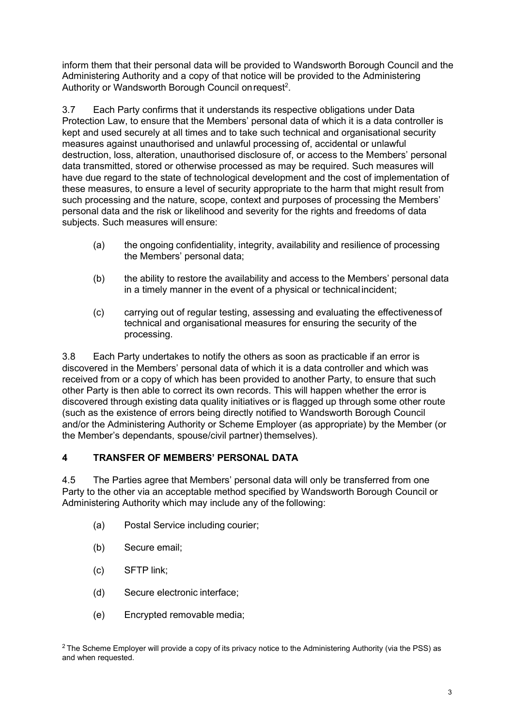inform them that their personal data will be provided to Wandsworth Borough Council and the Administering Authority and a copy of that notice will be provided to the Administering Authority or Wandsworth Borough Council on request[2].

3.7 Each Party confirms that it understands its respective obligations under Data Protection Law, to ensure that the Members' personal data of which it is a data controller is kept and used securely at all times and to take such technical and organisational security measures against unauthorised and unlawful processing of, accidental or unlawful destruction, loss, alteration, unauthorised disclosure of, or access to the Members' personal data transmitted, stored or otherwise processed as may be required. Such measures will have due regard to the state of technological development and the cost of implementation of these measures, to ensure a level of security appropriate to the harm that might result from such processing and the nature, scope, context and purposes of processing the Members' personal data and the risk or likelihood and severity for the rights and freedoms of data subjects. Such measures will ensure:

(a) the ongoing confidentiality, integrity, availability and resilience of processing the Members' personal data;

(b) the ability to restore the availability and access to the Members' personal data in a timely manner in the event of a physical or technical incident;

(c) carrying out of regular testing, assessing and evaluating the effectiveness of technical and organisational measures for ensuring the security of the processing.

3.8 Each Party undertakes to notify the others as soon as practicable if an error is discovered in the Members' personal data of which it is a data controller and which was received from or a copy of which has been provided to another Party, to ensure that such other Party is then able to correct its own records. This will happen whether the error is discovered through existing data quality initiatives or is flagged up through some other route (such as the existence of errors being directly notified to Wandsworth Borough Council and/or the Administering Authority or Scheme Employer (as appropriate) by the Member (or the Member's dependants, spouse/civil partner) themselves).

## 4 TRANSFER OF MEMBERS' PERSONAL DATA

4.5 The Parties agree that Members' personal data will only be transferred from one Party to the other via an acceptable method specified by Wandsworth Borough Council or Administering Authority which may include any of the following:

(a) Postal Service including courier;

(b) Secure email;

(c) SFTP link;

(d) Secure electronic interface;

(e) Encrypted removable media;

[2] The Scheme Employer will provide a copy of its privacy notice to the Administering Authority (via the PSS) as and when requested.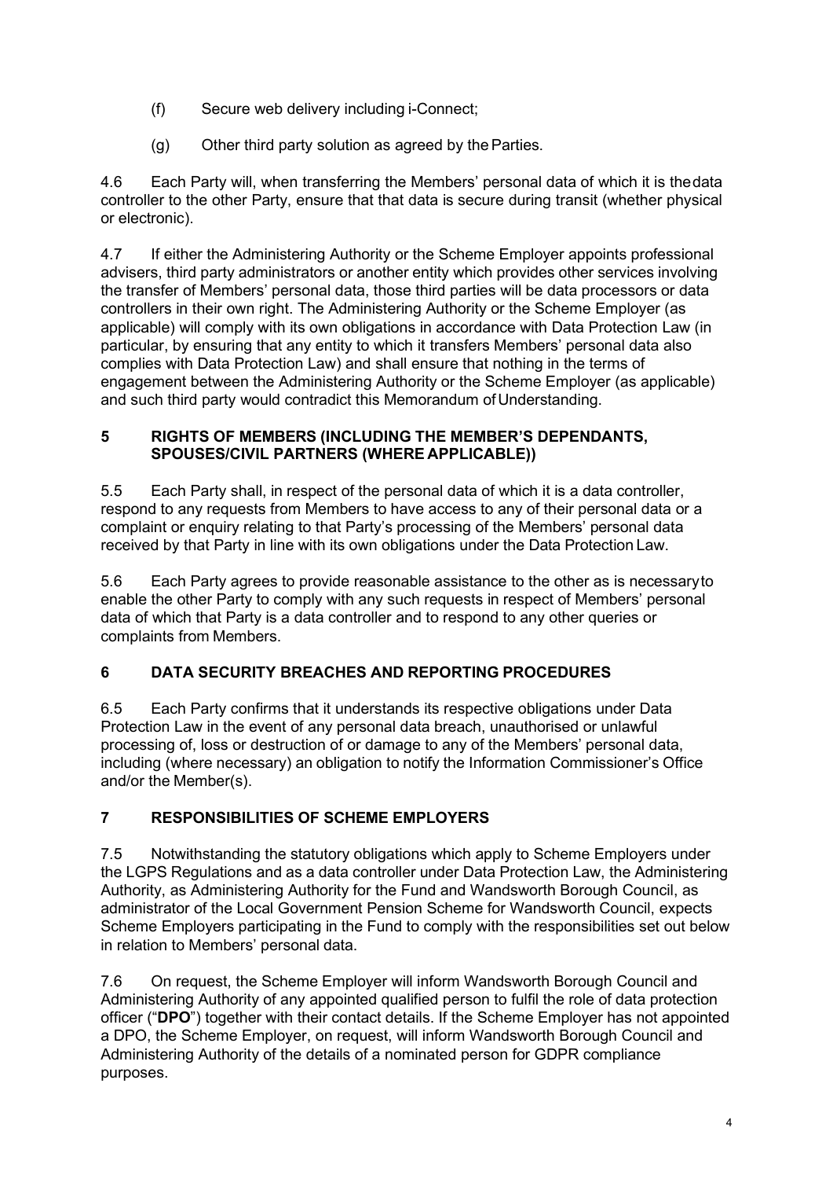(f) Secure web delivery including i-Connect;

(g) Other third party solution as agreed by the Parties.

4.6 Each Party will, when transferring the Members' personal data of which it is the data controller to the other Party, ensure that that data is secure during transit (whether physical or electronic).

4.7 If either the Administering Authority or the Scheme Employer appoints professional advisers, third party administrators or another entity which provides other services involving the transfer of Members' personal data, those third parties will be data processors or data controllers in their own right. The Administering Authority or the Scheme Employer (as applicable) will comply with its own obligations in accordance with Data Protection Law (in particular, by ensuring that any entity to which it transfers Members' personal data also complies with Data Protection Law) and shall ensure that nothing in the terms of engagement between the Administering Authority or the Scheme Employer (as applicable) and such third party would contradict this Memorandum of Understanding.

## 5 RIGHTS OF MEMBERS (INCLUDING THE MEMBER'S DEPENDANTS, SPOUSES/CIVIL PARTNERS (WHERE APPLICABLE))

5.5 Each Party shall, in respect of the personal data of which it is a data controller, respond to any requests from Members to have access to any of their personal data or a complaint or enquiry relating to that Party's processing of the Members' personal data received by that Party in line with its own obligations under the Data Protection Law.

5.6 Each Party agrees to provide reasonable assistance to the other as is necessary to enable the other Party to comply with any such requests in respect of Members' personal data of which that Party is a data controller and to respond to any other queries or complaints from Members.

## 6 DATA SECURITY BREACHES AND REPORTING PROCEDURES

6.5 Each Party confirms that it understands its respective obligations under Data Protection Law in the event of any personal data breach, unauthorised or unlawful processing of, loss or destruction of or damage to any of the Members' personal data, including (where necessary) an obligation to notify the Information Commissioner's Office and/or the Member(s).

## 7 RESPONSIBILITIES OF SCHEME EMPLOYERS

7.5 Notwithstanding the statutory obligations which apply to Scheme Employers under the LGPS Regulations and as a data controller under Data Protection Law, the Administering Authority, as Administering Authority for the Fund and Wandsworth Borough Council, as administrator of the Local Government Pension Scheme for Wandsworth Council, expects Scheme Employers participating in the Fund to comply with the responsibilities set out below in relation to Members' personal data.

7.6 On request, the Scheme Employer will inform Wandsworth Borough Council and Administering Authority of any appointed qualified person to fulfil the role of data protection officer ("**DPO**") together with their contact details. If the Scheme Employer has not appointed a DPO, the Scheme Employer, on request, will inform Wandsworth Borough Council and Administering Authority of the details of a nominated person for GDPR compliance purposes.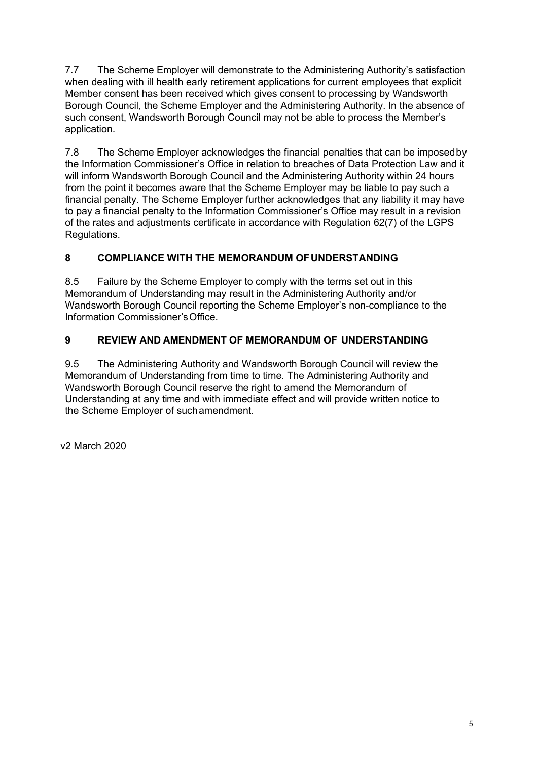7.7 The Scheme Employer will demonstrate to the Administering Authority's satisfaction when dealing with ill health early retirement applications for current employees that explicit Member consent has been received which gives consent to processing by Wandsworth Borough Council, the Scheme Employer and the Administering Authority. In the absence of such consent, Wandsworth Borough Council may not be able to process the Member's application.

7.8 The Scheme Employer acknowledges the financial penalties that can be imposed by the Information Commissioner's Office in relation to breaches of Data Protection Law and it will inform Wandsworth Borough Council and the Administering Authority within 24 hours from the point it becomes aware that the Scheme Employer may be liable to pay such a financial penalty. The Scheme Employer further acknowledges that any liability it may have to pay a financial penalty to the Information Commissioner's Office may result in a revision of the rates and adjustments certificate in accordance with Regulation 62(7) of the LGPS Regulations.

## 8 COMPLIANCE WITH THE MEMORANDUM OF UNDERSTANDING

8.5 Failure by the Scheme Employer to comply with the terms set out in this Memorandum of Understanding may result in the Administering Authority and/or Wandsworth Borough Council reporting the Scheme Employer's non-compliance to the Information Commissioner's Office.

## 9 REVIEW AND AMENDMENT OF MEMORANDUM OF UNDERSTANDING

9.5 The Administering Authority and Wandsworth Borough Council will review the Memorandum of Understanding from time to time. The Administering Authority and Wandsworth Borough Council reserve the right to amend the Memorandum of Understanding at any time and with immediate effect and will provide written notice to the Scheme Employer of such amendment.

v2 March 2020